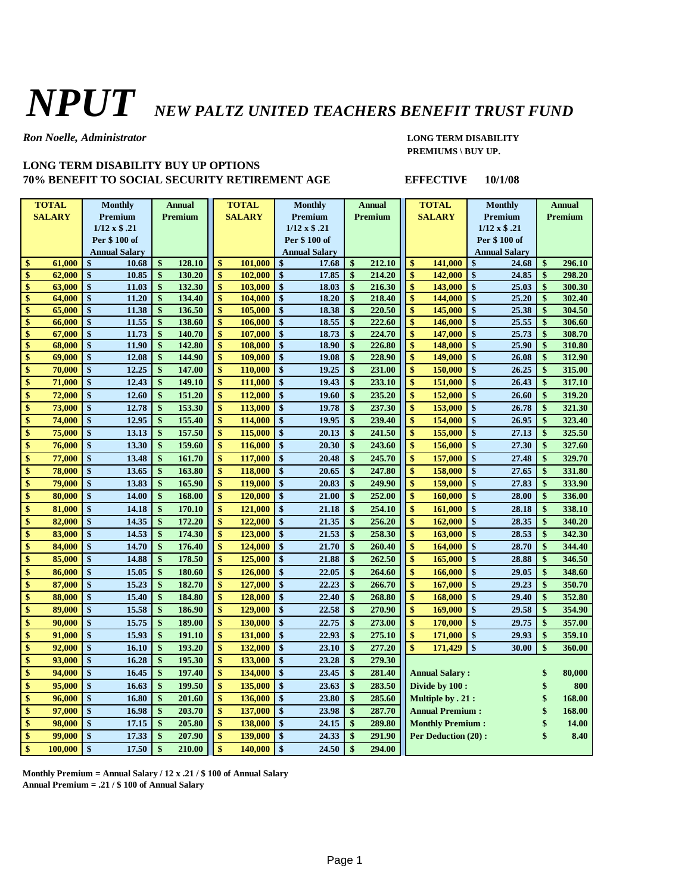# NPUT *NEW PALTZ UNITED TEACHERS BENEFIT TRUST FUND*

*Ron Noelle, Administrator*

**LONG TERM DISABILITY PREMIUMS \ BUY UP.**

**LONG TERM DISABILITY BUY UP OPTIONS**
**70% BENEFIT TO SOCIAL SECURITY RETIREMENT AGE**

**EFFECTIVE 10/1/08**

| TOTAL SALARY | Monthly Premium 1/12 x $ .21 Per $ 100 of Annual Salary | Annual Premium | TOTAL SALARY | Monthly Premium 1/12 x $ .21 Per $ 100 of Annual Salary | Annual Premium | TOTAL SALARY | Monthly Premium 1/12 x $ .21 Per $ 100 of Annual Salary | Annual Premium |
|---|---|---|---|---|---|---|---|---|
| $ 61,000 | $ 10.68 | $ 128.10 | $ 101,000 | $ 17.68 | $ 212.10 | $ 141,000 | $ 24.68 | $ 296.10 |
| $ 62,000 | $ 10.85 | $ 130.20 | $ 102,000 | $ 17.85 | $ 214.20 | $ 142,000 | $ 24.85 | $ 298.20 |
| $ 63,000 | $ 11.03 | $ 132.30 | $ 103,000 | $ 18.03 | $ 216.30 | $ 143,000 | $ 25.03 | $ 300.30 |
| $ 64,000 | $ 11.20 | $ 134.40 | $ 104,000 | $ 18.20 | $ 218.40 | $ 144,000 | $ 25.20 | $ 302.40 |
| $ 65,000 | $ 11.38 | $ 136.50 | $ 105,000 | $ 18.38 | $ 220.50 | $ 145,000 | $ 25.38 | $ 304.50 |
| $ 66,000 | $ 11.55 | $ 138.60 | $ 106,000 | $ 18.55 | $ 222.60 | $ 146,000 | $ 25.55 | $ 306.60 |
| $ 67,000 | $ 11.73 | $ 140.70 | $ 107,000 | $ 18.73 | $ 224.70 | $ 147,000 | $ 25.73 | $ 308.70 |
| $ 68,000 | $ 11.90 | $ 142.80 | $ 108,000 | $ 18.90 | $ 226.80 | $ 148,000 | $ 25.90 | $ 310.80 |
| $ 69,000 | $ 12.08 | $ 144.90 | $ 109,000 | $ 19.08 | $ 228.90 | $ 149,000 | $ 26.08 | $ 312.90 |
| $ 70,000 | $ 12.25 | $ 147.00 | $ 110,000 | $ 19.25 | $ 231.00 | $ 150,000 | $ 26.25 | $ 315.00 |
| $ 71,000 | $ 12.43 | $ 149.10 | $ 111,000 | $ 19.43 | $ 233.10 | $ 151,000 | $ 26.43 | $ 317.10 |
| $ 72,000 | $ 12.60 | $ 151.20 | $ 112,000 | $ 19.60 | $ 235.20 | $ 152,000 | $ 26.60 | $ 319.20 |
| $ 73,000 | $ 12.78 | $ 153.30 | $ 113,000 | $ 19.78 | $ 237.30 | $ 153,000 | $ 26.78 | $ 321.30 |
| $ 74,000 | $ 12.95 | $ 155.40 | $ 114,000 | $ 19.95 | $ 239.40 | $ 154,000 | $ 26.95 | $ 323.40 |
| $ 75,000 | $ 13.13 | $ 157.50 | $ 115,000 | $ 20.13 | $ 241.50 | $ 155,000 | $ 27.13 | $ 325.50 |
| $ 76,000 | $ 13.30 | $ 159.60 | $ 116,000 | $ 20.30 | $ 243.60 | $ 156,000 | $ 27.30 | $ 327.60 |
| $ 77,000 | $ 13.48 | $ 161.70 | $ 117,000 | $ 20.48 | $ 245.70 | $ 157,000 | $ 27.48 | $ 329.70 |
| $ 78,000 | $ 13.65 | $ 163.80 | $ 118,000 | $ 20.65 | $ 247.80 | $ 158,000 | $ 27.65 | $ 331.80 |
| $ 79,000 | $ 13.83 | $ 165.90 | $ 119,000 | $ 20.83 | $ 249.90 | $ 159,000 | $ 27.83 | $ 333.90 |
| $ 80,000 | $ 14.00 | $ 168.00 | $ 120,000 | $ 21.00 | $ 252.00 | $ 160,000 | $ 28.00 | $ 336.00 |
| $ 81,000 | $ 14.18 | $ 170.10 | $ 121,000 | $ 21.18 | $ 254.10 | $ 161,000 | $ 28.18 | $ 338.10 |
| $ 82,000 | $ 14.35 | $ 172.20 | $ 122,000 | $ 21.35 | $ 256.20 | $ 162,000 | $ 28.35 | $ 340.20 |
| $ 83,000 | $ 14.53 | $ 174.30 | $ 123,000 | $ 21.53 | $ 258.30 | $ 163,000 | $ 28.53 | $ 342.30 |
| $ 84,000 | $ 14.70 | $ 176.40 | $ 124,000 | $ 21.70 | $ 260.40 | $ 164,000 | $ 28.70 | $ 344.40 |
| $ 85,000 | $ 14.88 | $ 178.50 | $ 125,000 | $ 21.88 | $ 262.50 | $ 165,000 | $ 28.88 | $ 346.50 |
| $ 86,000 | $ 15.05 | $ 180.60 | $ 126,000 | $ 22.05 | $ 264.60 | $ 166,000 | $ 29.05 | $ 348.60 |
| $ 87,000 | $ 15.23 | $ 182.70 | $ 127,000 | $ 22.23 | $ 266.70 | $ 167,000 | $ 29.23 | $ 350.70 |
| $ 88,000 | $ 15.40 | $ 184.80 | $ 128,000 | $ 22.40 | $ 268.80 | $ 168,000 | $ 29.40 | $ 352.80 |
| $ 89,000 | $ 15.58 | $ 186.90 | $ 129,000 | $ 22.58 | $ 270.90 | $ 169,000 | $ 29.58 | $ 354.90 |
| $ 90,000 | $ 15.75 | $ 189.00 | $ 130,000 | $ 22.75 | $ 273.00 | $ 170,000 | $ 29.75 | $ 357.00 |
| $ 91,000 | $ 15.93 | $ 191.10 | $ 131,000 | $ 22.93 | $ 275.10 | $ 171,000 | $ 29.93 | $ 359.10 |
| $ 92,000 | $ 16.10 | $ 193.20 | $ 132,000 | $ 23.10 | $ 277.20 | $ 171,429 | $ 30.00 | $ 360.00 |
| $ 93,000 | $ 16.28 | $ 195.30 | $ 133,000 | $ 23.28 | $ 279.30 | | | |
| $ 94,000 | $ 16.45 | $ 197.40 | $ 134,000 | $ 23.45 | $ 281.40 | Annual Salary : | | $ 80,000 |
| $ 95,000 | $ 16.63 | $ 199.50 | $ 135,000 | $ 23.63 | $ 283.50 | Divide by 100 : | | $ 800 |
| $ 96,000 | $ 16.80 | $ 201.60 | $ 136,000 | $ 23.80 | $ 285.60 | Multiple by . 21 : | | $ 168.00 |
| $ 97,000 | $ 16.98 | $ 203.70 | $ 137,000 | $ 23.98 | $ 287.70 | Annual Premium : | | $ 168.00 |
| $ 98,000 | $ 17.15 | $ 205.80 | $ 138,000 | $ 24.15 | $ 289.80 | Monthly Premium : | | $ 14.00 |
| $ 99,000 | $ 17.33 | $ 207.90 | $ 139,000 | $ 24.33 | $ 291.90 | Per Deduction (20) : | | $ 8.40 |
| $ 100,000 | $ 17.50 | $ 210.00 | $ 140,000 | $ 24.50 | $ 294.00 | | | |

**Monthly Premium = Annual Salary / 12 x .21 / $ 100 of Annual Salary**
**Annual Premium = .21 / $ 100 of Annual Salary**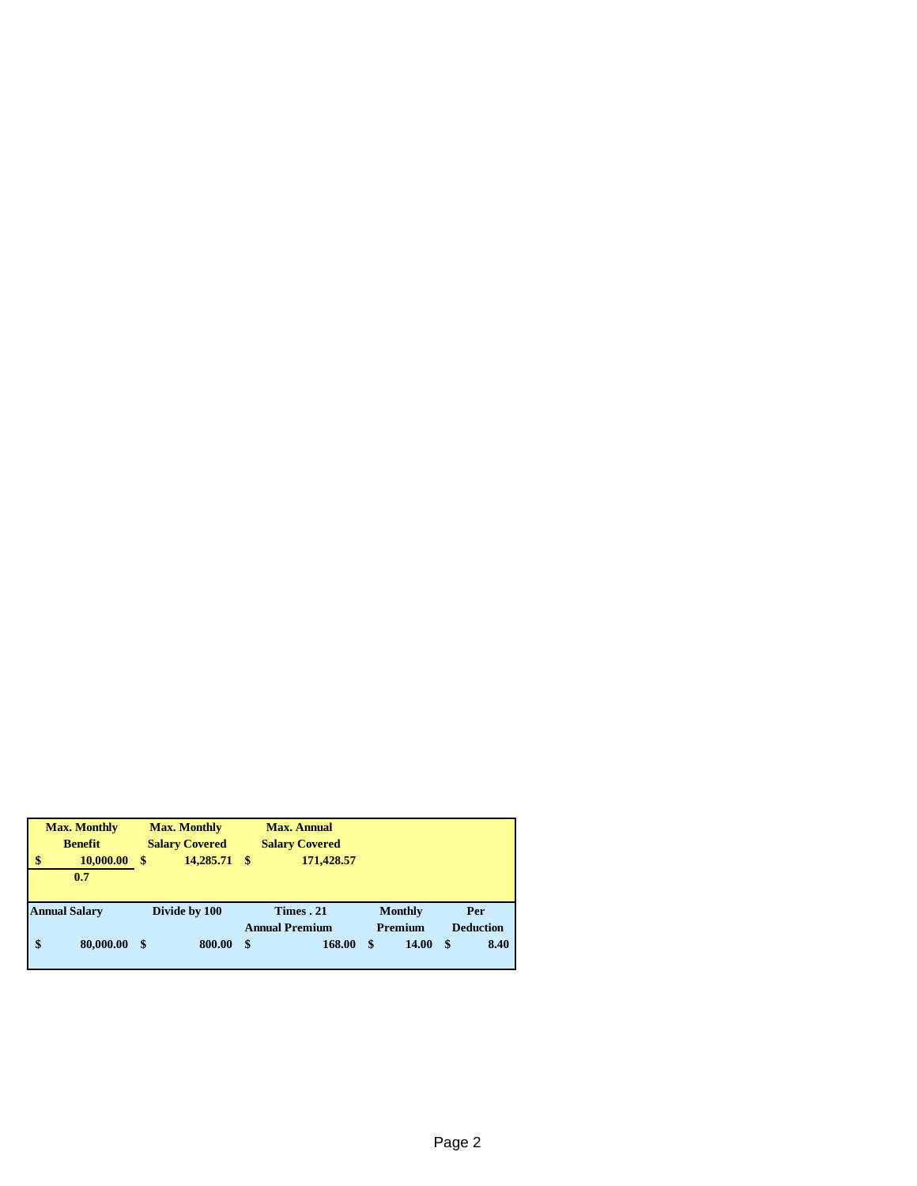| Max. Monthly Benefit | Max. Monthly Salary Covered | Max. Annual Salary Covered | | |
|---|---|---|---|---|
| $ 10,000.00 | $ 14,285.71 | $ 171,428.57 | | |
| 0.7 | | | | |
| **Annual Salary** | **Divide by 100** | **Times .21 Annual Premium** | **Monthly Premium** | **Per Deduction** |
| $ 80,000.00 | $ 800.00 | $ 168.00 | $ 14.00 | $ 8.40 |